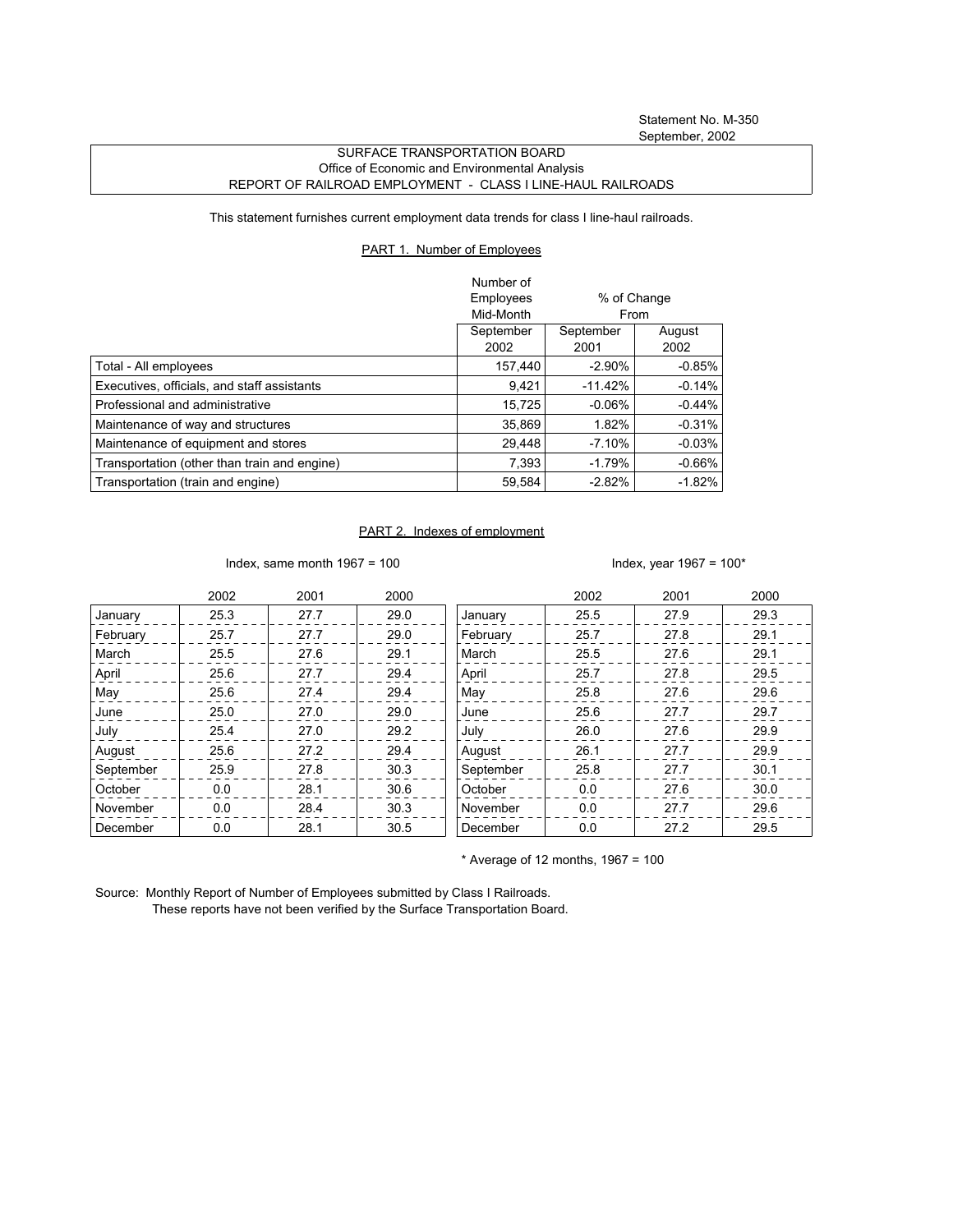Statement No. M-350
September, 2002

SURFACE TRANSPORTATION BOARD
Office of Economic and Environmental Analysis
REPORT OF RAILROAD EMPLOYMENT - CLASS I LINE-HAUL RAILROADS

This statement furnishes current employment data trends for class I line-haul railroads.

## PART 1. Number of Employees

| | Number of Employees Mid-Month | % of Change From | |
|---|---|---|---|
| | September 2002 | September 2001 | August 2002 |
| Total - All employees | 157,440 | -2.90% | -0.85% |
| Executives, officials, and staff assistants | 9,421 | -11.42% | -0.14% |
| Professional and administrative | 15,725 | -0.06% | -0.44% |
| Maintenance of way and structures | 35,869 | 1.82% | -0.31% |
| Maintenance of equipment and stores | 29,448 | -7.10% | -0.03% |
| Transportation (other than train and engine) | 7,393 | -1.79% | -0.66% |
| Transportation (train and engine) | 59,584 | -2.82% | -1.82% |

## PART 2. Indexes of employment

Index, same month 1967 = 100

| | 2002 | 2001 | 2000 |
|---|---|---|---|
| January | 25.3 | 27.7 | 29.0 |
| February | 25.7 | 27.7 | 29.0 |
| March | 25.5 | 27.6 | 29.1 |
| April | 25.6 | 27.7 | 29.4 |
| May | 25.6 | 27.4 | 29.4 |
| June | 25.0 | 27.0 | 29.0 |
| July | 25.4 | 27.0 | 29.2 |
| August | 25.6 | 27.2 | 29.4 |
| September | 25.9 | 27.8 | 30.3 |
| October | 0.0 | 28.1 | 30.6 |
| November | 0.0 | 28.4 | 30.3 |
| December | 0.0 | 28.1 | 30.5 |

Index, year 1967 = 100*

| | 2002 | 2001 | 2000 |
|---|---|---|---|
| January | 25.5 | 27.9 | 29.3 |
| February | 25.7 | 27.8 | 29.1 |
| March | 25.5 | 27.6 | 29.1 |
| April | 25.7 | 27.8 | 29.5 |
| May | 25.8 | 27.6 | 29.6 |
| June | 25.6 | 27.7 | 29.7 |
| July | 26.0 | 27.6 | 29.9 |
| August | 26.1 | 27.7 | 29.9 |
| September | 25.8 | 27.7 | 30.1 |
| October | 0.0 | 27.6 | 30.0 |
| November | 0.0 | 27.7 | 29.6 |
| December | 0.0 | 27.2 | 29.5 |

\* Average of 12 months, 1967 = 100

Source: Monthly Report of Number of Employees submitted by Class I Railroads.
These reports have not been verified by the Surface Transportation Board.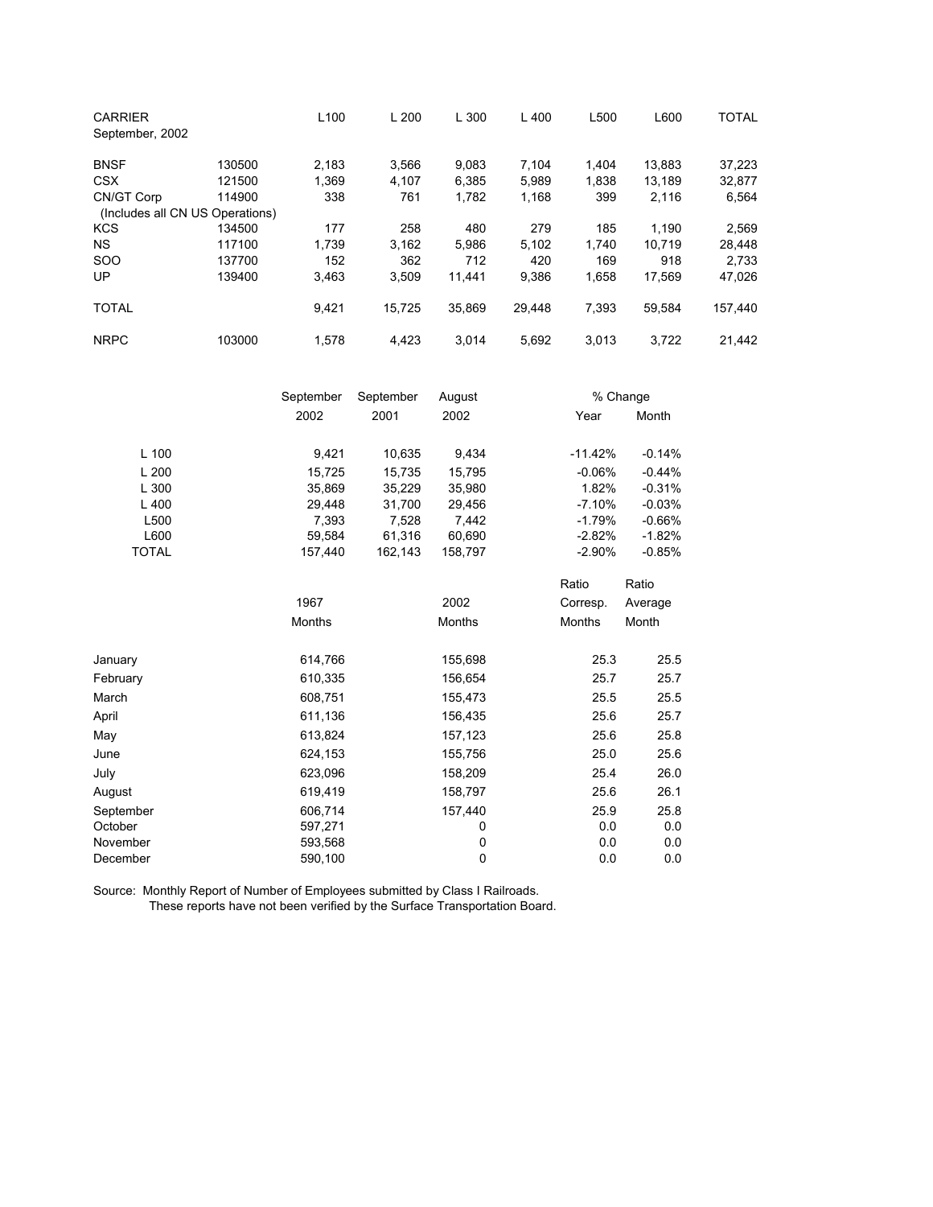| CARRIER<br>September, 2002 | | L100 | L 200 | L 300 | L 400 | L500 | L600 | TOTAL |
|---|---|---|---|---|---|---|---|---|
| BNSF | 130500 | 2,183 | 3,566 | 9,083 | 7,104 | 1,404 | 13,883 | 37,223 |
| CSX | 121500 | 1,369 | 4,107 | 6,385 | 5,989 | 1,838 | 13,189 | 32,877 |
| CN/GT Corp<br>(Includes all CN US Operations) | 114900 | 338 | 761 | 1,782 | 1,168 | 399 | 2,116 | 6,564 |
| KCS | 134500 | 177 | 258 | 480 | 279 | 185 | 1,190 | 2,569 |
| NS | 117100 | 1,739 | 3,162 | 5,986 | 5,102 | 1,740 | 10,719 | 28,448 |
| SOO | 137700 | 152 | 362 | 712 | 420 | 169 | 918 | 2,733 |
| UP | 139400 | 3,463 | 3,509 | 11,441 | 9,386 | 1,658 | 17,569 | 47,026 |
| TOTAL | | 9,421 | 15,725 | 35,869 | 29,448 | 7,393 | 59,584 | 157,440 |
| NRPC | 103000 | 1,578 | 4,423 | 3,014 | 5,692 | 3,013 | 3,722 | 21,442 |

| | September 2002 | September 2001 | August 2002 | % Change Year | % Change Month |
|---|---|---|---|---|---|
| L 100 | 9,421 | 10,635 | 9,434 | -11.42% | -0.14% |
| L 200 | 15,725 | 15,735 | 15,795 | -0.06% | -0.44% |
| L 300 | 35,869 | 35,229 | 35,980 | 1.82% | -0.31% |
| L 400 | 29,448 | 31,700 | 29,456 | -7.10% | -0.03% |
| L500 | 7,393 | 7,528 | 7,442 | -1.79% | -0.66% |
| L600 | 59,584 | 61,316 | 60,690 | -2.82% | -1.82% |
| TOTAL | 157,440 | 162,143 | 158,797 | -2.90% | -0.85% |

| | 1967 Months | 2002 Months | Ratio Corresp. Months | Ratio Average Month |
|---|---|---|---|---|
| January | 614,766 | 155,698 | 25.3 | 25.5 |
| February | 610,335 | 156,654 | 25.7 | 25.7 |
| March | 608,751 | 155,473 | 25.5 | 25.5 |
| April | 611,136 | 156,435 | 25.6 | 25.7 |
| May | 613,824 | 157,123 | 25.6 | 25.8 |
| June | 624,153 | 155,756 | 25.0 | 25.6 |
| July | 623,096 | 158,209 | 25.4 | 26.0 |
| August | 619,419 | 158,797 | 25.6 | 26.1 |
| September | 606,714 | 157,440 | 25.9 | 25.8 |
| October | 597,271 | 0 | 0.0 | 0.0 |
| November | 593,568 | 0 | 0.0 | 0.0 |
| December | 590,100 | 0 | 0.0 | 0.0 |

Source: Monthly Report of Number of Employees submitted by Class I Railroads.
These reports have not been verified by the Surface Transportation Board.